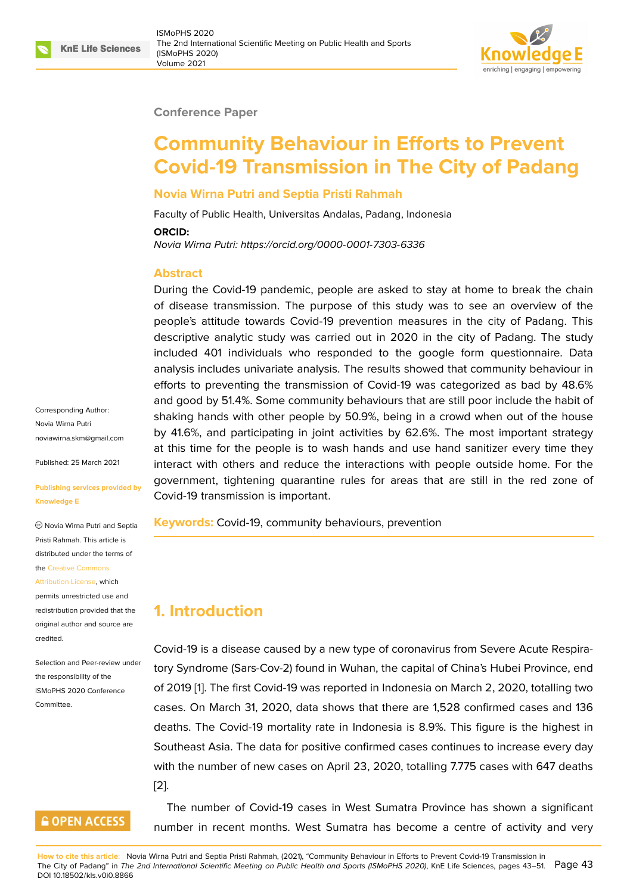Conference Paper

# Community Behaviour in Efforts to Prevent Covid-19 Transmission in The City of Padang

**Novia Wirna Putri and Septia Pristi Rahmah**

Faculty of Public Health, Universitas Andalas, Padang, Indonesia

**ORCID:**

*Novia Wirna Putri: https://orcid.org/0000-0001-7303-6336*

Corresponding Author: Novia Wirna Putri noviawirna.skm@gmail.com

Published: 25 March 2021

Publishing services provided by Knowledge E

© Novia Wirna Putri and Septia Pristi Rahmah. This article is distributed under the terms of the Creative Commons Attribution License, which permits unrestricted use and redistribution provided that the original author and source are credited.

Selection and Peer-review under the responsibility of the ISMoPHS 2020 Conference Committee.

## Abstract

During the Covid-19 pandemic, people are asked to stay at home to break the chain of disease transmission. The purpose of this study was to see an overview of the people's attitude towards Covid-19 prevention measures in the city of Padang. This descriptive analytic study was carried out in 2020 in the city of Padang. The study included 401 individuals who responded to the google form questionnaire. Data analysis includes univariate analysis. The results showed that community behaviour in efforts to preventing the transmission of Covid-19 was categorized as bad by 48.6% and good by 51.4%. Some community behaviours that are still poor include the habit of shaking hands with other people by 50.9%, being in a crowd when out of the house by 41.6%, and participating in joint activities by 62.6%. The most important strategy at this time for the people is to wash hands and use hand sanitizer every time they interact with others and reduce the interactions with people outside home. For the government, tightening quarantine rules for areas that are still in the red zone of Covid-19 transmission is important.

**Keywords:** Covid-19, community behaviours, prevention

## 1. Introduction

Covid-19 is a disease caused by a new type of coronavirus from Severe Acute Respiratory Syndrome (Sars-Cov-2) found in Wuhan, the capital of China's Hubei Province, end of 2019 [1]. The first Covid-19 was reported in Indonesia on March 2, 2020, totalling two cases. On March 31, 2020, data shows that there are 1,528 confirmed cases and 136 deaths. The Covid-19 mortality rate in Indonesia is 8.9%. This figure is the highest in Southeast Asia. The data for positive confirmed cases continues to increase every day with the number of new cases on April 23, 2020, totalling 7.775 cases with 647 deaths [2].

The number of Covid-19 cases in West Sumatra Province has shown a significant number in recent months. West Sumatra has become a centre of activity and very

**How to cite this article**: Novia Wirna Putri and Septia Pristi Rahmah, (2021), "Community Behaviour in Efforts to Prevent Covid-19 Transmission in The City of Padang" in *The 2nd International Scientific Meeting on Public Health and Sports (ISMoPHS 2020)*, KnE Life Sciences, pages 43–51. DOI 10.18502/kls.v0i0.8866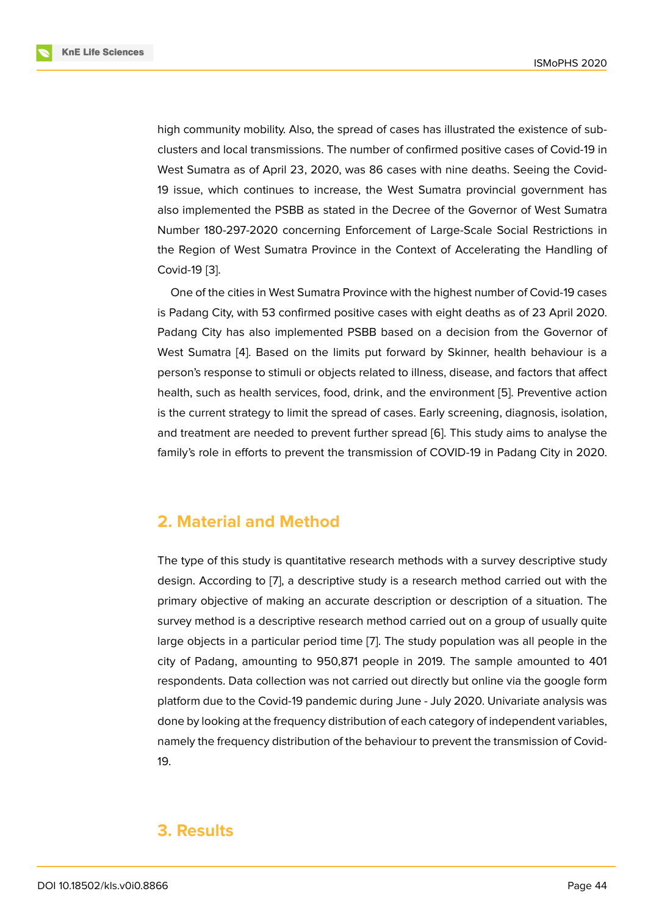high community mobility. Also, the spread of cases has illustrated the existence of sub-clusters and local transmissions. The number of confirmed positive cases of Covid-19 in West Sumatra as of April 23, 2020, was 86 cases with nine deaths. Seeing the Covid-19 issue, which continues to increase, the West Sumatra provincial government has also implemented the PSBB as stated in the Decree of the Governor of West Sumatra Number 180-297-2020 concerning Enforcement of Large-Scale Social Restrictions in the Region of West Sumatra Province in the Context of Accelerating the Handling of Covid-19 [3].

One of the cities in West Sumatra Province with the highest number of Covid-19 cases is Padang City, with 53 confirmed positive cases with eight deaths as of 23 April 2020. Padang City has also implemented PSBB based on a decision from the Governor of West Sumatra [4]. Based on the limits put forward by Skinner, health behaviour is a person's response to stimuli or objects related to illness, disease, and factors that affect health, such as health services, food, drink, and the environment [5]. Preventive action is the current strategy to limit the spread of cases. Early screening, diagnosis, isolation, and treatment are needed to prevent further spread [6]. This study aims to analyse the family's role in efforts to prevent the transmission of COVID-19 in Padang City in 2020.

## 2. Material and Method

The type of this study is quantitative research methods with a survey descriptive study design. According to [7], a descriptive study is a research method carried out with the primary objective of making an accurate description or description of a situation. The survey method is a descriptive research method carried out on a group of usually quite large objects in a particular period time [7]. The study population was all people in the city of Padang, amounting to 950,871 people in 2019. The sample amounted to 401 respondents. Data collection was not carried out directly but online via the google form platform due to the Covid-19 pandemic during June - July 2020. Univariate analysis was done by looking at the frequency distribution of each category of independent variables, namely the frequency distribution of the behaviour to prevent the transmission of Covid-19.

## 3. Results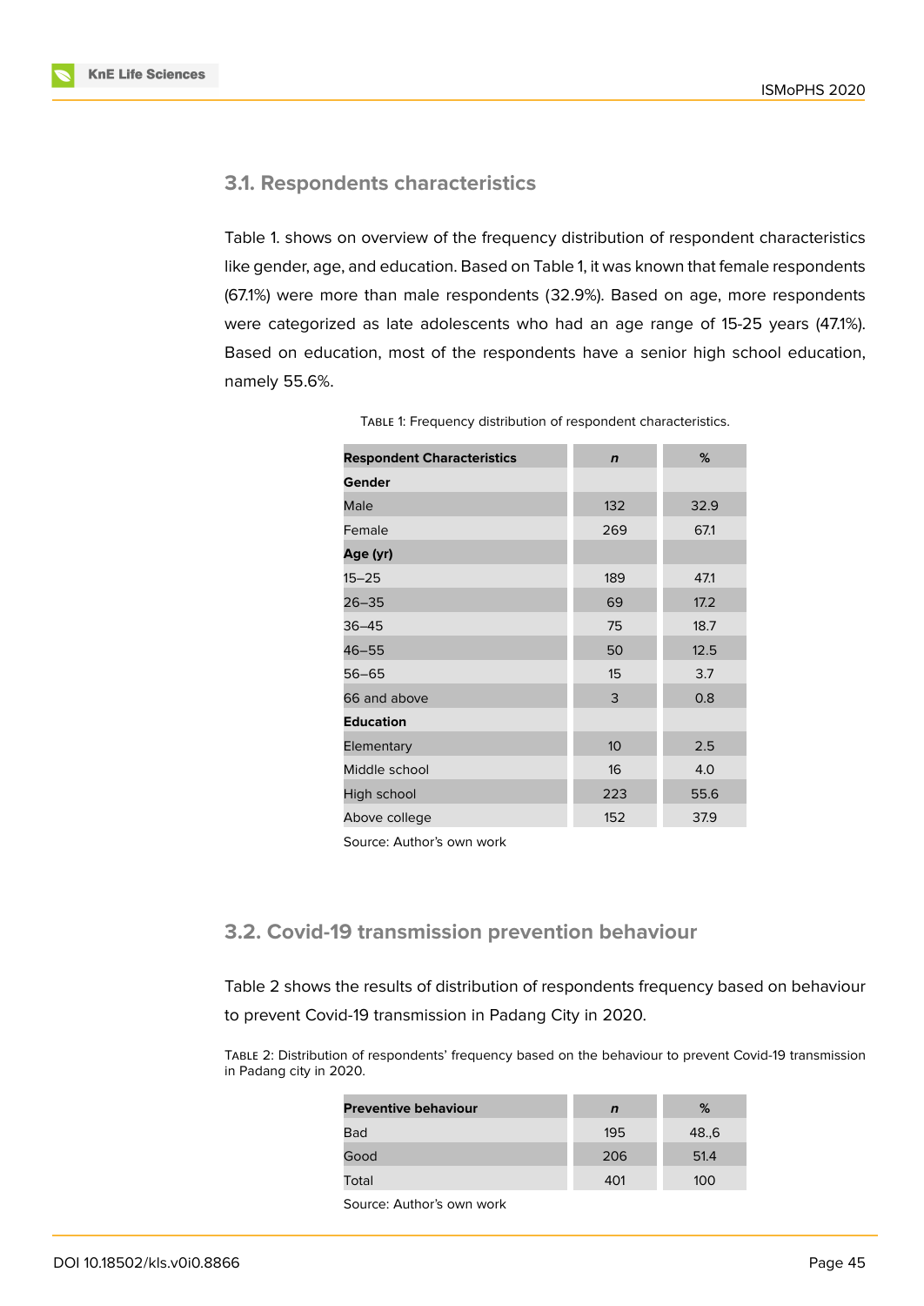### 3.1. Respondents characteristics

Table 1. shows on overview of the frequency distribution of respondent characteristics like gender, age, and education. Based on Table 1, it was known that female respondents (67.1%) were more than male respondents (32.9%). Based on age, more respondents were categorized as late adolescents who had an age range of 15-25 years (47.1%). Based on education, most of the respondents have a senior high school education, namely 55.6%.

Table 1: Frequency distribution of respondent characteristics.

| Respondent Characteristics | *n* | % |
|---|---|---|
| **Gender** | | |
| Male | 132 | 32.9 |
| Female | 269 | 67.1 |
| **Age (yr)** | | |
| 15–25 | 189 | 47.1 |
| 26–35 | 69 | 17.2 |
| 36–45 | 75 | 18.7 |
| 46–55 | 50 | 12.5 |
| 56–65 | 15 | 3.7 |
| 66 and above | 3 | 0.8 |
| **Education** | | |
| Elementary | 10 | 2.5 |
| Middle school | 16 | 4.0 |
| High school | 223 | 55.6 |
| Above college | 152 | 37.9 |

Source: Author's own work

### 3.2. Covid-19 transmission prevention behaviour

Table 2 shows the results of distribution of respondents frequency based on behaviour to prevent Covid-19 transmission in Padang City in 2020.

Table 2: Distribution of respondents' frequency based on the behaviour to prevent Covid-19 transmission in Padang city in 2020.

| Preventive behaviour | *n* | % |
|---|---|---|
| Bad | 195 | 48.,6 |
| Good | 206 | 51.4 |
| Total | 401 | 100 |

Source: Author's own work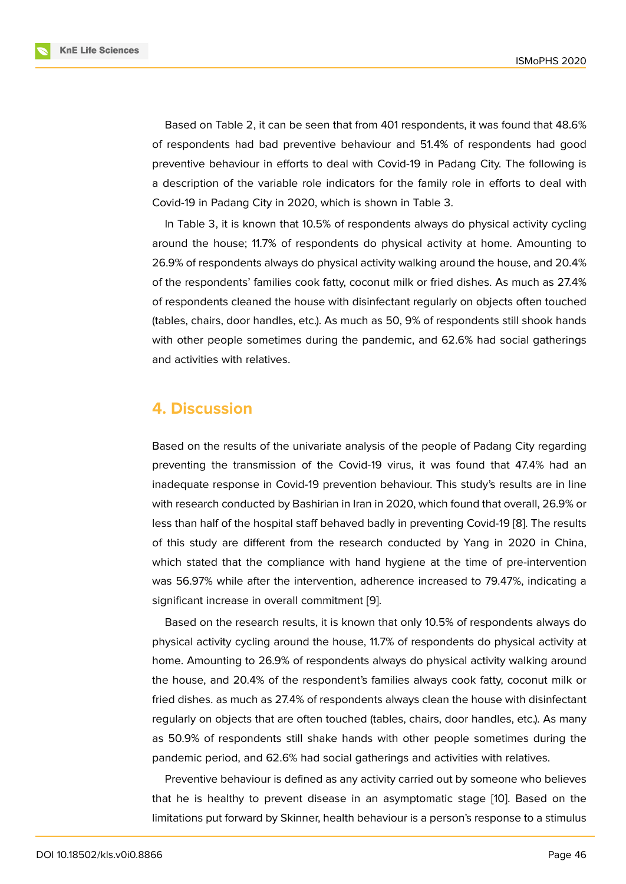Based on Table 2, it can be seen that from 401 respondents, it was found that 48.6% of respondents had bad preventive behaviour and 51.4% of respondents had good preventive behaviour in efforts to deal with Covid-19 in Padang City. The following is a description of the variable role indicators for the family role in efforts to deal with Covid-19 in Padang City in 2020, which is shown in Table 3.

In Table 3, it is known that 10.5% of respondents always do physical activity cycling around the house; 11.7% of respondents do physical activity at home. Amounting to 26.9% of respondents always do physical activity walking around the house, and 20.4% of the respondents' families cook fatty, coconut milk or fried dishes. As much as 27.4% of respondents cleaned the house with disinfectant regularly on objects often touched (tables, chairs, door handles, etc.). As much as 50, 9% of respondents still shook hands with other people sometimes during the pandemic, and 62.6% had social gatherings and activities with relatives.

## 4. Discussion

Based on the results of the univariate analysis of the people of Padang City regarding preventing the transmission of the Covid-19 virus, it was found that 47.4% had an inadequate response in Covid-19 prevention behaviour. This study's results are in line with research conducted by Bashirian in Iran in 2020, which found that overall, 26.9% or less than half of the hospital staff behaved badly in preventing Covid-19 [8]. The results of this study are different from the research conducted by Yang in 2020 in China, which stated that the compliance with hand hygiene at the time of pre-intervention was 56.97% while after the intervention, adherence increased to 79.47%, indicating a significant increase in overall commitment [9].

Based on the research results, it is known that only 10.5% of respondents always do physical activity cycling around the house, 11.7% of respondents do physical activity at home. Amounting to 26.9% of respondents always do physical activity walking around the house, and 20.4% of the respondent's families always cook fatty, coconut milk or fried dishes. as much as 27.4% of respondents always clean the house with disinfectant regularly on objects that are often touched (tables, chairs, door handles, etc.). As many as 50.9% of respondents still shake hands with other people sometimes during the pandemic period, and 62.6% had social gatherings and activities with relatives.

Preventive behaviour is defined as any activity carried out by someone who believes that he is healthy to prevent disease in an asymptomatic stage [10]. Based on the limitations put forward by Skinner, health behaviour is a person's response to a stimulus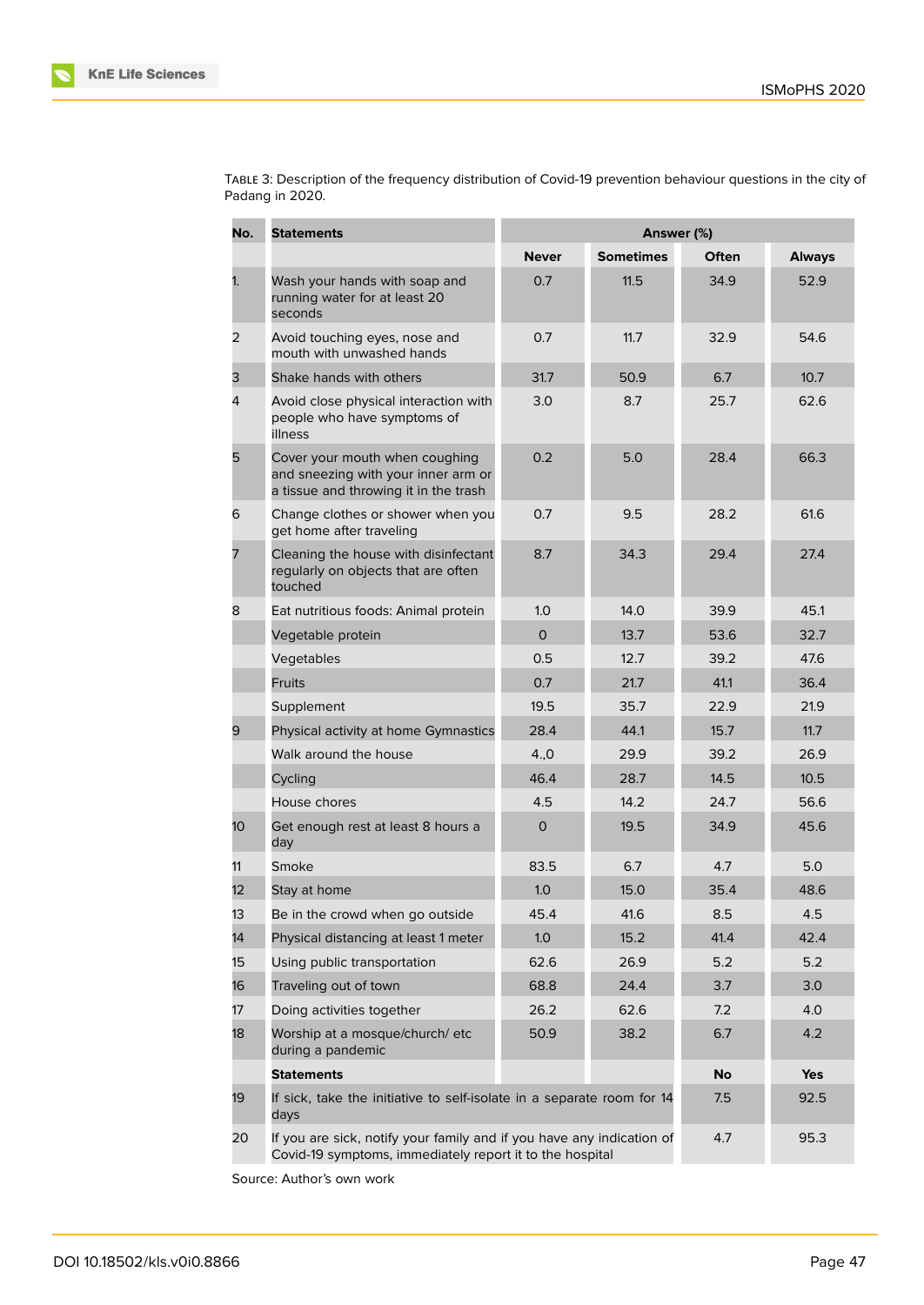Table 3: Description of the frequency distribution of Covid-19 prevention behaviour questions in the city of Padang in 2020.

| No. | Statements | Answer (%) | | | |
|---|---|---|---|---|---|
| | | Never | Sometimes | Often | Always |
| 1. | Wash your hands with soap and running water for at least 20 seconds | 0.7 | 11.5 | 34.9 | 52.9 |
| 2 | Avoid touching eyes, nose and mouth with unwashed hands | 0.7 | 11.7 | 32.9 | 54.6 |
| 3 | Shake hands with others | 31.7 | 50.9 | 6.7 | 10.7 |
| 4 | Avoid close physical interaction with people who have symptoms of illness | 3.0 | 8.7 | 25.7 | 62.6 |
| 5 | Cover your mouth when coughing and sneezing with your inner arm or a tissue and throwing it in the trash | 0.2 | 5.0 | 28.4 | 66.3 |
| 6 | Change clothes or shower when you get home after traveling | 0.7 | 9.5 | 28.2 | 61.6 |
| 7 | Cleaning the house with disinfectant regularly on objects that are often touched | 8.7 | 34.3 | 29.4 | 27.4 |
| 8 | Eat nutritious foods: Animal protein | 1.0 | 14.0 | 39.9 | 45.1 |
| | Vegetable protein | 0 | 13.7 | 53.6 | 32.7 |
| | Vegetables | 0.5 | 12.7 | 39.2 | 47.6 |
| | Fruits | 0.7 | 21.7 | 41.1 | 36.4 |
| | Supplement | 19.5 | 35.7 | 22.9 | 21.9 |
| 9 | Physical activity at home Gymnastics | 28.4 | 44.1 | 15.7 | 11.7 |
| | Walk around the house | 4.,0 | 29.9 | 39.2 | 26.9 |
| | Cycling | 46.4 | 28.7 | 14.5 | 10.5 |
| | House chores | 4.5 | 14.2 | 24.7 | 56.6 |
| 10 | Get enough rest at least 8 hours a day | 0 | 19.5 | 34.9 | 45.6 |
| 11 | Smoke | 83.5 | 6.7 | 4.7 | 5.0 |
| 12 | Stay at home | 1.0 | 15.0 | 35.4 | 48.6 |
| 13 | Be in the crowd when go outside | 45.4 | 41.6 | 8.5 | 4.5 |
| 14 | Physical distancing at least 1 meter | 1.0 | 15.2 | 41.4 | 42.4 |
| 15 | Using public transportation | 62.6 | 26.9 | 5.2 | 5.2 |
| 16 | Traveling out of town | 68.8 | 24.4 | 3.7 | 3.0 |
| 17 | Doing activities together | 26.2 | 62.6 | 7.2 | 4.0 |
| 18 | Worship at a mosque/church/ etc during a pandemic | 50.9 | 38.2 | 6.7 | 4.2 |
| | **Statements** | | | **No** | **Yes** |
| 19 | If sick, take the initiative to self-isolate in a separate room for 14 days | | | 7.5 | 92.5 |
| 20 | If you are sick, notify your family and if you have any indication of Covid-19 symptoms, immediately report it to the hospital | | | 4.7 | 95.3 |

Source: Author's own work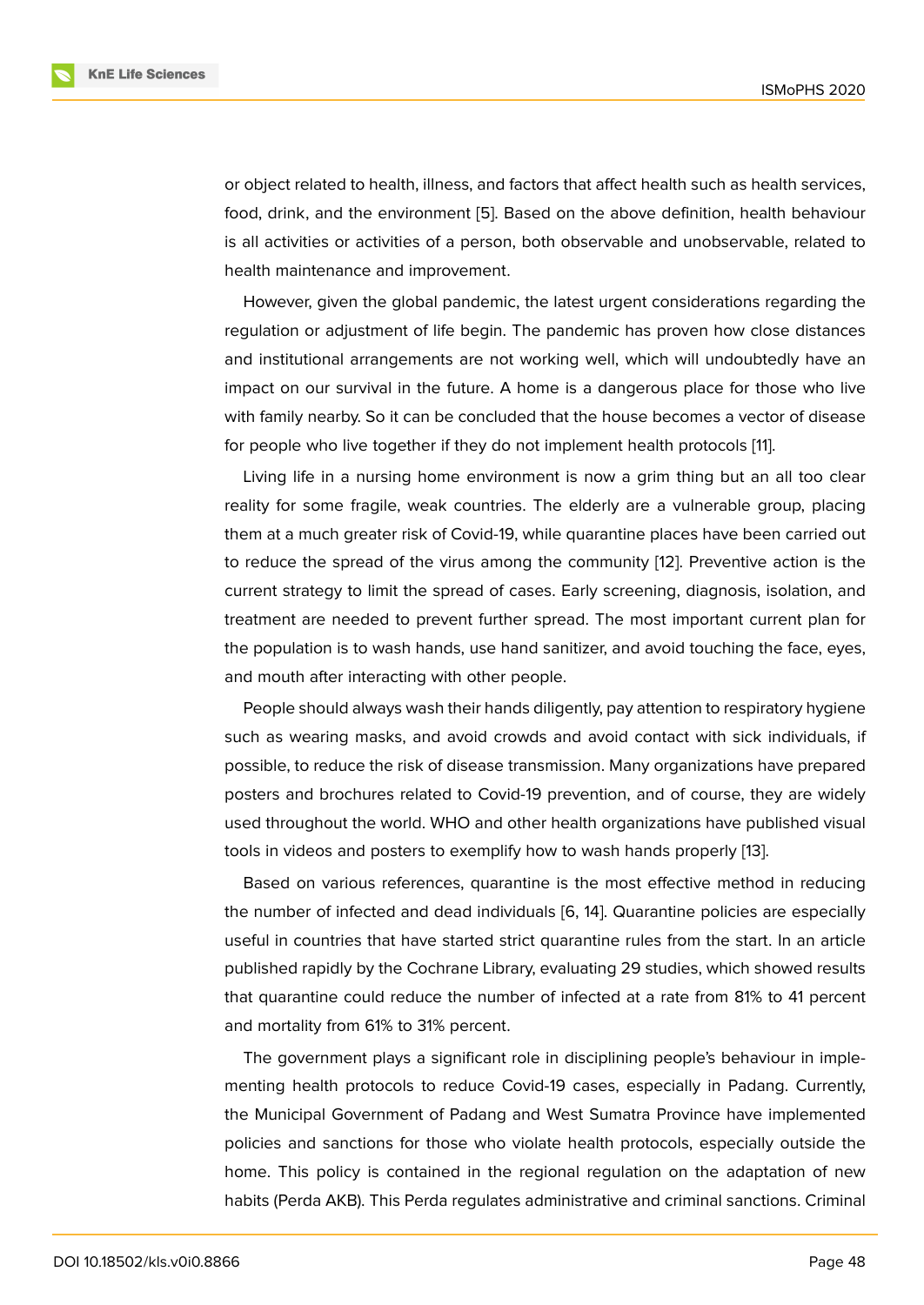or object related to health, illness, and factors that affect health such as health services, food, drink, and the environment [5]. Based on the above definition, health behaviour is all activities or activities of a person, both observable and unobservable, related to health maintenance and improvement.

However, given the global pandemic, the latest urgent considerations regarding the regulation or adjustment of life begin. The pandemic has proven how close distances and institutional arrangements are not working well, which will undoubtedly have an impact on our survival in the future. A home is a dangerous place for those who live with family nearby. So it can be concluded that the house becomes a vector of disease for people who live together if they do not implement health protocols [11].

Living life in a nursing home environment is now a grim thing but an all too clear reality for some fragile, weak countries. The elderly are a vulnerable group, placing them at a much greater risk of Covid-19, while quarantine places have been carried out to reduce the spread of the virus among the community [12]. Preventive action is the current strategy to limit the spread of cases. Early screening, diagnosis, isolation, and treatment are needed to prevent further spread. The most important current plan for the population is to wash hands, use hand sanitizer, and avoid touching the face, eyes, and mouth after interacting with other people.

People should always wash their hands diligently, pay attention to respiratory hygiene such as wearing masks, and avoid crowds and avoid contact with sick individuals, if possible, to reduce the risk of disease transmission. Many organizations have prepared posters and brochures related to Covid-19 prevention, and of course, they are widely used throughout the world. WHO and other health organizations have published visual tools in videos and posters to exemplify how to wash hands properly [13].

Based on various references, quarantine is the most effective method in reducing the number of infected and dead individuals [6, 14]. Quarantine policies are especially useful in countries that have started strict quarantine rules from the start. In an article published rapidly by the Cochrane Library, evaluating 29 studies, which showed results that quarantine could reduce the number of infected at a rate from 81% to 41 percent and mortality from 61% to 31% percent.

The government plays a significant role in disciplining people's behaviour in implementing health protocols to reduce Covid-19 cases, especially in Padang. Currently, the Municipal Government of Padang and West Sumatra Province have implemented policies and sanctions for those who violate health protocols, especially outside the home. This policy is contained in the regional regulation on the adaptation of new habits (Perda AKB). This Perda regulates administrative and criminal sanctions. Criminal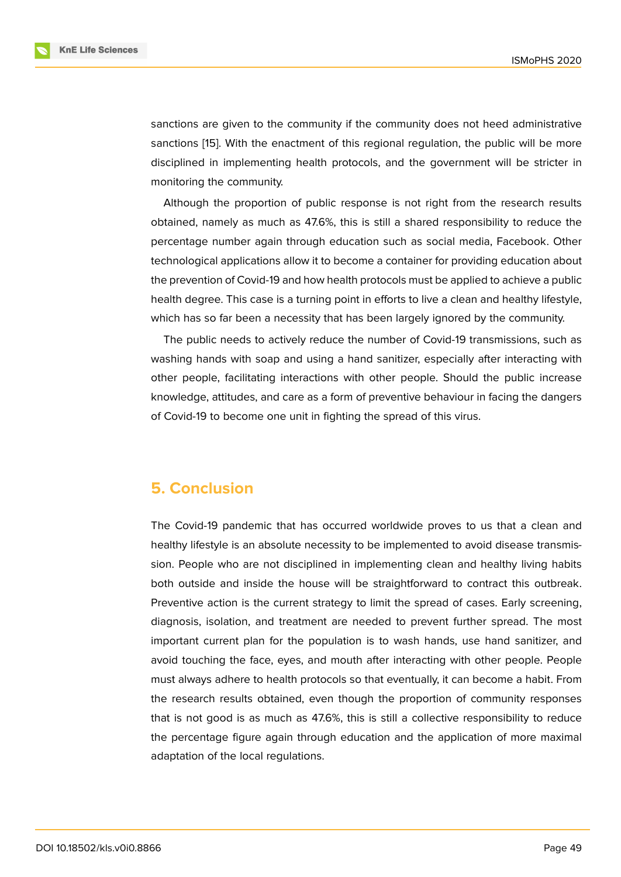sanctions are given to the community if the community does not heed administrative sanctions [15]. With the enactment of this regional regulation, the public will be more disciplined in implementing health protocols, and the government will be stricter in monitoring the community.

Although the proportion of public response is not right from the research results obtained, namely as much as 47.6%, this is still a shared responsibility to reduce the percentage number again through education such as social media, Facebook. Other technological applications allow it to become a container for providing education about the prevention of Covid-19 and how health protocols must be applied to achieve a public health degree. This case is a turning point in efforts to live a clean and healthy lifestyle, which has so far been a necessity that has been largely ignored by the community.

The public needs to actively reduce the number of Covid-19 transmissions, such as washing hands with soap and using a hand sanitizer, especially after interacting with other people, facilitating interactions with other people. Should the public increase knowledge, attitudes, and care as a form of preventive behaviour in facing the dangers of Covid-19 to become one unit in fighting the spread of this virus.

## 5. Conclusion

The Covid-19 pandemic that has occurred worldwide proves to us that a clean and healthy lifestyle is an absolute necessity to be implemented to avoid disease transmission. People who are not disciplined in implementing clean and healthy living habits both outside and inside the house will be straightforward to contract this outbreak. Preventive action is the current strategy to limit the spread of cases. Early screening, diagnosis, isolation, and treatment are needed to prevent further spread. The most important current plan for the population is to wash hands, use hand sanitizer, and avoid touching the face, eyes, and mouth after interacting with other people. People must always adhere to health protocols so that eventually, it can become a habit. From the research results obtained, even though the proportion of community responses that is not good is as much as 47.6%, this is still a collective responsibility to reduce the percentage figure again through education and the application of more maximal adaptation of the local regulations.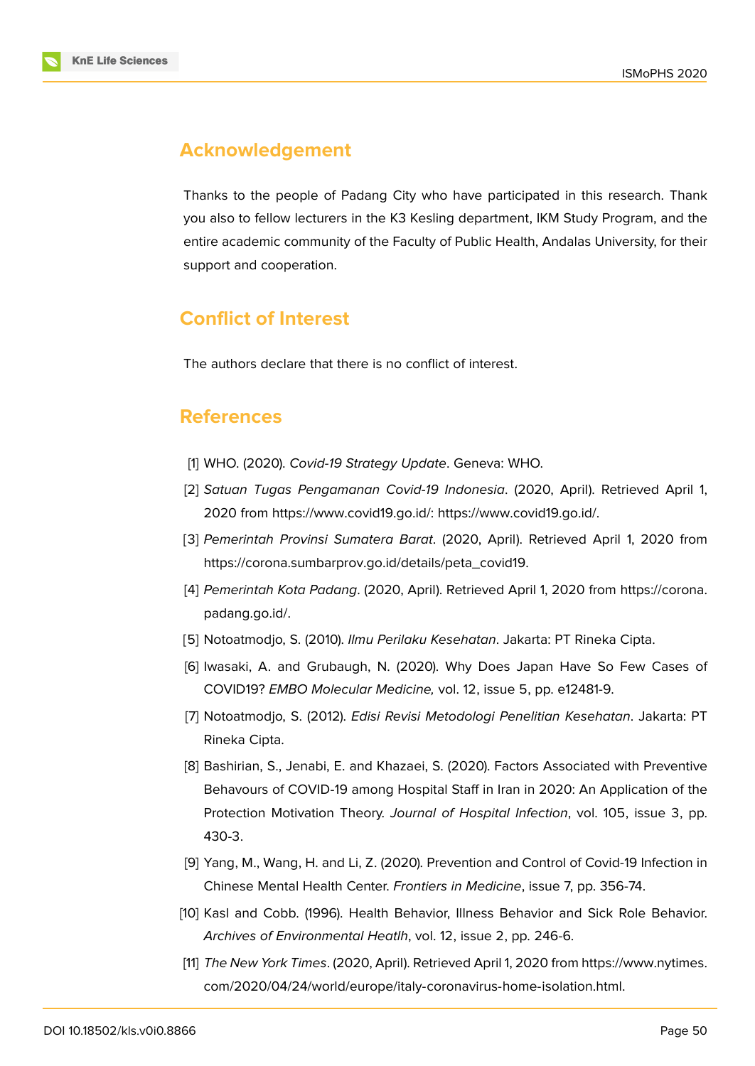## Acknowledgement

Thanks to the people of Padang City who have participated in this research. Thank you also to fellow lecturers in the K3 Kesling department, IKM Study Program, and the entire academic community of the Faculty of Public Health, Andalas University, for their support and cooperation.

## Conflict of Interest

The authors declare that there is no conflict of interest.

## References

[1] WHO. (2020). *Covid-19 Strategy Update*. Geneva: WHO.

[2] *Satuan Tugas Pengamanan Covid-19 Indonesia*. (2020, April). Retrieved April 1, 2020 from https://www.covid19.go.id/: https://www.covid19.go.id/.

[3] *Pemerintah Provinsi Sumatera Barat*. (2020, April). Retrieved April 1, 2020 from https://corona.sumbarprov.go.id/details/peta_covid19.

[4] *Pemerintah Kota Padang*. (2020, April). Retrieved April 1, 2020 from https://corona.padang.go.id/.

[5] Notoatmodjo, S. (2010). *Ilmu Perilaku Kesehatan*. Jakarta: PT Rineka Cipta.

[6] Iwasaki, A. and Grubaugh, N. (2020). Why Does Japan Have So Few Cases of COVID19? *EMBO Molecular Medicine,* vol. 12, issue 5, pp. e12481-9.

[7] Notoatmodjo, S. (2012). *Edisi Revisi Metodologi Penelitian Kesehatan*. Jakarta: PT Rineka Cipta.

[8] Bashirian, S., Jenabi, E. and Khazaei, S. (2020). Factors Associated with Preventive Behavours of COVID-19 among Hospital Staff in Iran in 2020: An Application of the Protection Motivation Theory. *Journal of Hospital Infection*, vol. 105, issue 3, pp. 430-3.

[9] Yang, M., Wang, H. and Li, Z. (2020). Prevention and Control of Covid-19 Infection in Chinese Mental Health Center. *Frontiers in Medicine*, issue 7, pp. 356-74.

[10] Kasl and Cobb. (1996). Health Behavior, Illness Behavior and Sick Role Behavior. *Archives of Environmental Heatlh*, vol. 12, issue 2, pp. 246-6.

[11] *The New York Times*. (2020, April). Retrieved April 1, 2020 from https://www.nytimes.com/2020/04/24/world/europe/italy-coronavirus-home-isolation.html.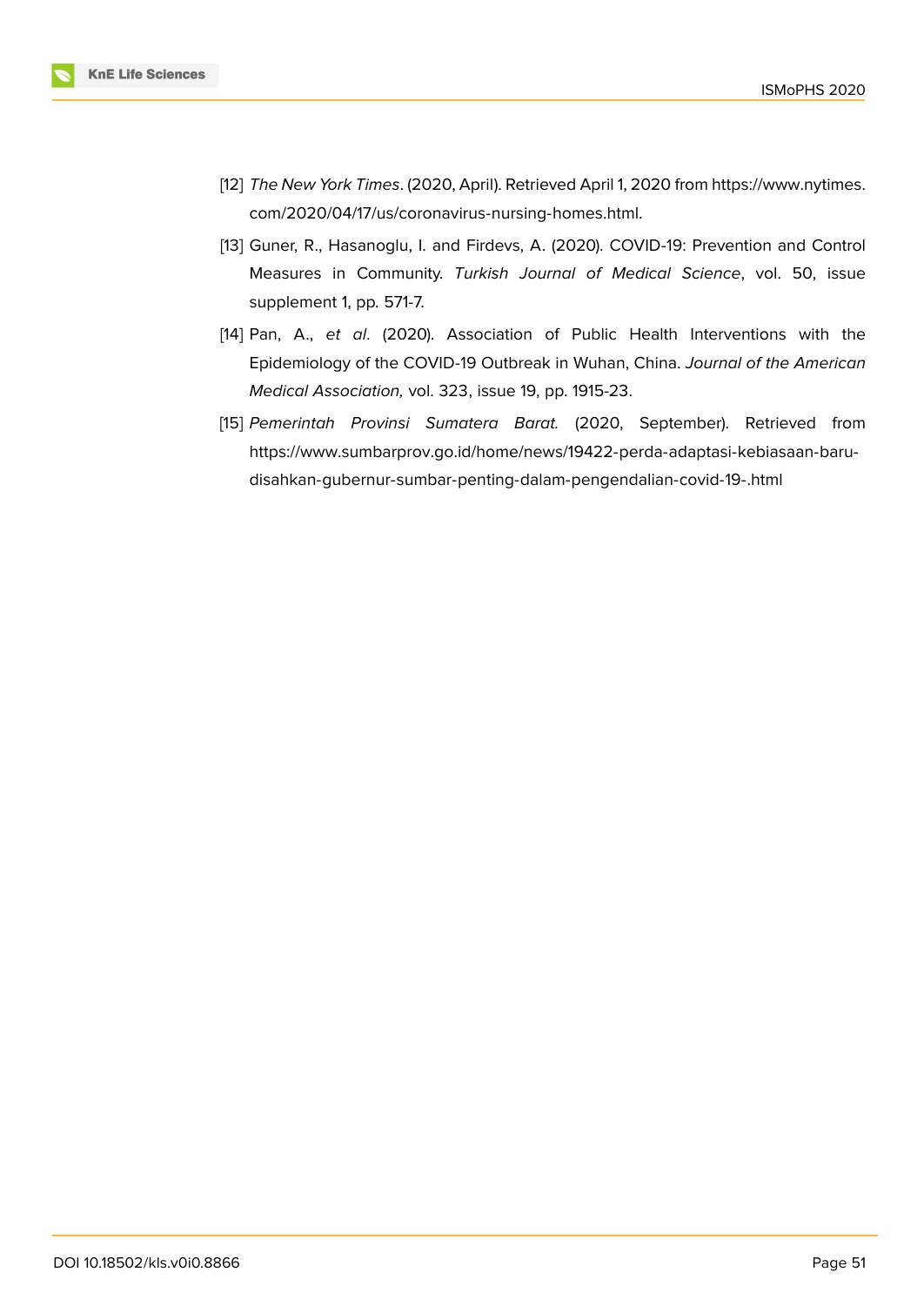[12] *The New York Times*. (2020, April). Retrieved April 1, 2020 from https://www.nytimes.com/2020/04/17/us/coronavirus-nursing-homes.html.

[13] Guner, R., Hasanoglu, I. and Firdevs, A. (2020). COVID-19: Prevention and Control Measures in Community. *Turkish Journal of Medical Science*, vol. 50, issue supplement 1, pp. 571-7.

[14] Pan, A., *et al*. (2020). Association of Public Health Interventions with the Epidemiology of the COVID-19 Outbreak in Wuhan, China. *Journal of the American Medical Association,* vol. 323, issue 19, pp. 1915-23.

[15] *Pemerintah Provinsi Sumatera Barat.* (2020, September). Retrieved from https://www.sumbarprov.go.id/home/news/19422-perda-adaptasi-kebiasaan-baru-disahkan-gubernur-sumbar-penting-dalam-pengendalian-covid-19-.html